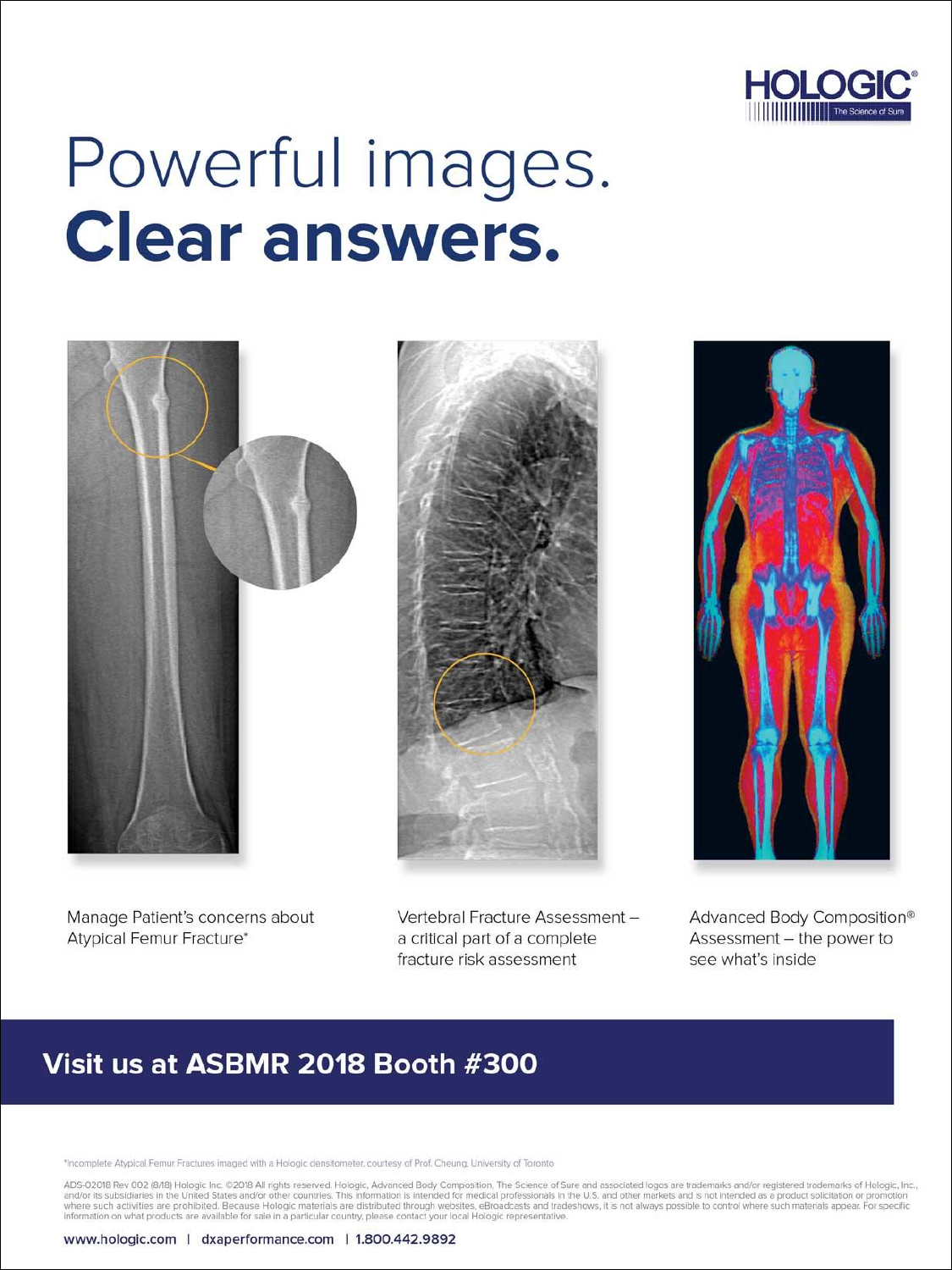HOLOGIC®
The Science of Sure

# Powerful images.
# **Clear answers.**

Manage Patient's concerns about Atypical Femur Fracture*

Vertebral Fracture Assessment – a critical part of a complete fracture risk assessment

Advanced Body Composition® Assessment – the power to see what's inside

**Visit us at ASBMR 2018 Booth #300**

*Incomplete Atypical Femur Fractures imaged with a Hologic densitometer, courtesy of Prof. Cheung, University of Toronto

ADS-02018 Rev 002 (8/18) Hologic Inc. ©2018 All rights reserved. Hologic, Advanced Body Composition, The Science of Sure and associated logos are trademarks and/or registered trademarks of Hologic, Inc., and/or its subsidiaries in the United States and/or other countries. This information is intended for medical professionals in the U.S. and other markets and is not intended as a product solicitation or promotion where such activities are prohibited. Because Hologic materials are distributed through websites, eBroadcasts and tradeshows, it is not always possible to control where such materials appear. For specific information on what products are available for sale in a particular country, please contact your local Hologic representative.

www.hologic.com | dxaperformance.com | 1.800.442.9892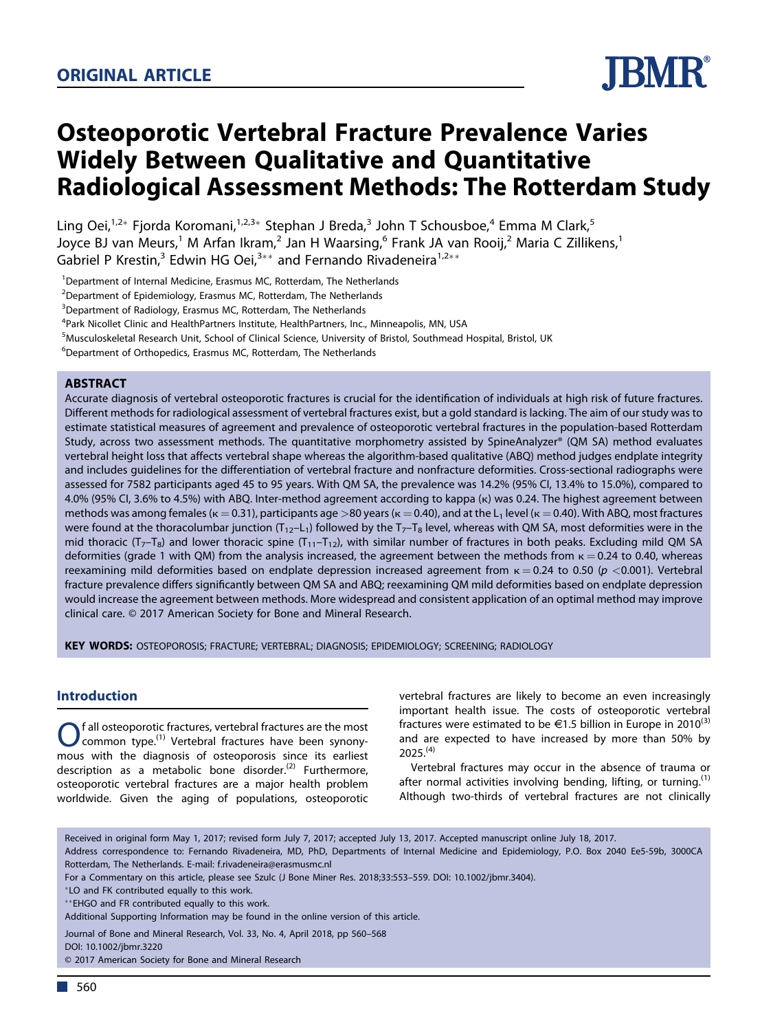## ORIGINAL ARTICLE

# Osteoporotic Vertebral Fracture Prevalence Varies Widely Between Qualitative and Quantitative Radiological Assessment Methods: The Rotterdam Study

Ling Oei,[1,2*] Fjorda Koromani,[1,2,3*] Stephan J Breda,[3] John T Schousboe,[4] Emma M Clark,[5] Joyce BJ van Meurs,[1] M Arfan Ikram,[2] Jan H Waarsing,[6] Frank JA van Rooij,[2] Maria C Zillikens,[1] Gabriel P Krestin,[3] Edwin HG Oei,[3**] and Fernando Rivadeneira[1,2**]

[1]Department of Internal Medicine, Erasmus MC, Rotterdam, The Netherlands
[2]Department of Epidemiology, Erasmus MC, Rotterdam, The Netherlands
[3]Department of Radiology, Erasmus MC, Rotterdam, The Netherlands
[4]Park Nicollet Clinic and HealthPartners Institute, HealthPartners, Inc., Minneapolis, MN, USA
[5]Musculoskeletal Research Unit, School of Clinical Science, University of Bristol, Southmead Hospital, Bristol, UK
[6]Department of Orthopedics, Erasmus MC, Rotterdam, The Netherlands

## ABSTRACT

Accurate diagnosis of vertebral osteoporotic fractures is crucial for the identification of individuals at high risk of future fractures. Different methods for radiological assessment of vertebral fractures exist, but a gold standard is lacking. The aim of our study was to estimate statistical measures of agreement and prevalence of osteoporotic vertebral fractures in the population-based Rotterdam Study, across two assessment methods. The quantitative morphometry assisted by SpineAnalyzer® (QM SA) method evaluates vertebral height loss that affects vertebral shape whereas the algorithm-based qualitative (ABQ) method judges endplate integrity and includes guidelines for the differentiation of vertebral fracture and nonfracture deformities. Cross-sectional radiographs were assessed for 7582 participants aged 45 to 95 years. With QM SA, the prevalence was 14.2% (95% CI, 13.4% to 15.0%), compared to 4.0% (95% CI, 3.6% to 4.5%) with ABQ. Inter-method agreement according to kappa (κ) was 0.24. The highest agreement between methods was among females (κ = 0.31), participants age >80 years (κ = 0.40), and at the $L_1$ level (κ = 0.40). With ABQ, most fractures were found at the thoracolumbar junction ($T_{12}$–$L_1$) followed by the $T_7$–$T_8$ level, whereas with QM SA, most deformities were in the mid thoracic ($T_7$–$T_8$) and lower thoracic spine ($T_{11}$–$T_{12}$), with similar number of fractures in both peaks. Excluding mild QM SA deformities (grade 1 with QM) from the analysis increased, the agreement between the methods from κ = 0.24 to 0.40, whereas reexamining mild deformities based on endplate depression increased agreement from κ = 0.24 to 0.50 ($p$ <0.001). Vertebral fracture prevalence differs significantly between QM SA and ABQ; reexamining QM mild deformities based on endplate depression would increase the agreement between methods. More widespread and consistent application of an optimal method may improve clinical care. © 2017 American Society for Bone and Mineral Research.

**KEY WORDS:** OSTEOPOROSIS; FRACTURE; VERTEBRAL; DIAGNOSIS; EPIDEMIOLOGY; SCREENING; RADIOLOGY

## Introduction

Of all osteoporotic fractures, vertebral fractures are the most common type.[1] Vertebral fractures have been synonymous with the diagnosis of osteoporosis since its earliest description as a metabolic bone disorder.[2] Furthermore, osteoporotic vertebral fractures are a major health problem worldwide. Given the aging of populations, osteoporotic vertebral fractures are likely to become an even increasingly important health issue. The costs of osteoporotic vertebral fractures were estimated to be €1.5 billion in Europe in 2010[3] and are expected to have increased by more than 50% by 2025.[4]

Vertebral fractures may occur in the absence of trauma or after normal activities involving bending, lifting, or turning.[1] Although two-thirds of vertebral fractures are not clinically

Received in original form May 1, 2017; revised form July 7, 2017; accepted July 13, 2017. Accepted manuscript online July 18, 2017.
Address correspondence to: Fernando Rivadeneira, MD, PhD, Departments of Internal Medicine and Epidemiology, P.O. Box 2040 Ee5-59b, 3000CA Rotterdam, The Netherlands. E-mail: f.rivadeneira@erasmusmc.nl
For a Commentary on this article, please see Szulc (J Bone Miner Res. 2018;33:553–559. DOI: 10.1002/jbmr.3404).
*LO and FK contributed equally to this work.
**EHGO and FR contributed equally to this work.
Additional Supporting Information may be found in the online version of this article.

DOI: 10.1002/jbmr.3220
© 2017 American Society for Bone and Mineral Research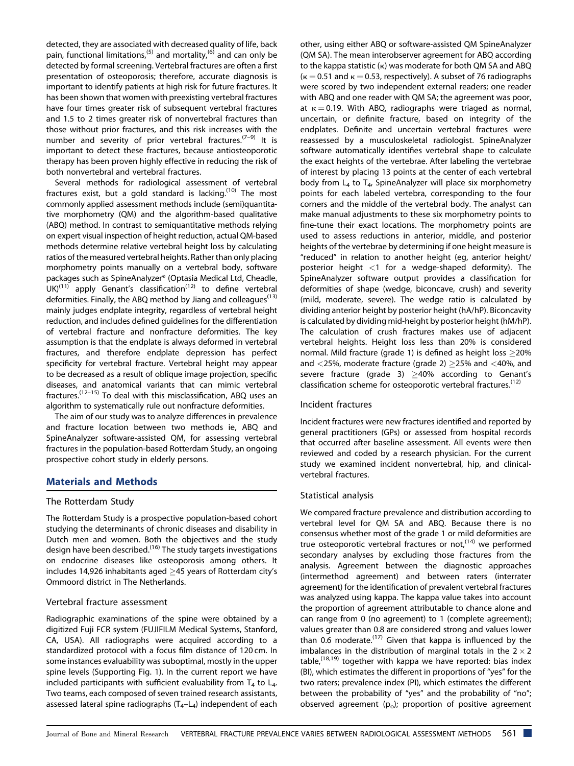detected, they are associated with decreased quality of life, back pain, functional limitations,[5] and mortality,[6] and can only be detected by formal screening. Vertebral fractures are often a first presentation of osteoporosis; therefore, accurate diagnosis is important to identify patients at high risk for future fractures. It has been shown that women with preexisting vertebral fractures have four times greater risk of subsequent vertebral fractures and 1.5 to 2 times greater risk of nonvertebral fractures than those without prior fractures, and this risk increases with the number and severity of prior vertebral fractures.[7–9] It is important to detect these fractures, because antiosteoporotic therapy has been proven highly effective in reducing the risk of both nonvertebral and vertebral fractures.

Several methods for radiological assessment of vertebral fractures exist, but a gold standard is lacking.[10] The most commonly applied assessment methods include (semi)quantitative morphometry (QM) and the algorithm-based qualitative (ABQ) method. In contrast to semiquantitative methods relying on expert visual inspection of height reduction, actual QM-based methods determine relative vertebral height loss by calculating ratios of the measured vertebral heights. Rather than only placing morphometry points manually on a vertebral body, software packages such as SpineAnalyzer® (Optasia Medical Ltd, Cheadle, UK)[11] apply Genant's classification[12] to define vertebral deformities. Finally, the ABQ method by Jiang and colleagues[13] mainly judges endplate integrity, regardless of vertebral height reduction, and includes defined guidelines for the differentiation of vertebral fracture and nonfracture deformities. The key assumption is that the endplate is always deformed in vertebral fractures, and therefore endplate depression has perfect specificity for vertebral fracture. Vertebral height may appear to be decreased as a result of oblique image projection, specific diseases, and anatomical variants that can mimic vertebral fractures.[12–15] To deal with this misclassification, ABQ uses an algorithm to systematically rule out nonfracture deformities.

The aim of our study was to analyze differences in prevalence and fracture location between two methods ie, ABQ and SpineAnalyzer software-assisted QM, for assessing vertebral fractures in the population-based Rotterdam Study, an ongoing prospective cohort study in elderly persons.

## Materials and Methods

### The Rotterdam Study

The Rotterdam Study is a prospective population-based cohort studying the determinants of chronic diseases and disability in Dutch men and women. Both the objectives and the study design have been described.[16] The study targets investigations on endocrine diseases like osteoporosis among others. It includes 14,926 inhabitants aged $\geq$45 years of Rotterdam city's Ommoord district in The Netherlands.

### Vertebral fracture assessment

Radiographic examinations of the spine were obtained by a digitized Fuji FCR system (FUJIFILM Medical Systems, Stanford, CA, USA). All radiographs were acquired according to a standardized protocol with a focus film distance of 120 cm. In some instances evaluability was suboptimal, mostly in the upper spine levels (Supporting Fig. 1). In the current report we have included participants with sufficient evaluability from $T_4$ to $L_4$. Two teams, each composed of seven trained research assistants, assessed lateral spine radiographs ($T_4$–$L_4$) independent of each other, using either ABQ or software-assisted QM SpineAnalyzer (QM SA). The mean interobserver agreement for ABQ according to the kappa statistic ($\kappa$) was moderate for both QM SA and ABQ ($\kappa = 0.51$ and $\kappa = 0.53$, respectively). A subset of 76 radiographs were scored by two independent external readers; one reader with ABQ and one reader with QM SA; the agreement was poor, at $\kappa = 0.19$. With ABQ, radiographs were triaged as normal, uncertain, or definite fracture, based on integrity of the endplates. Definite and uncertain vertebral fractures were reassessed by a musculoskeletal radiologist. SpineAnalyzer software automatically identifies vertebral shape to calculate the exact heights of the vertebrae. After labeling the vertebrae of interest by placing 13 points at the center of each vertebral body from $L_4$ to $T_4$, SpineAnalyzer will place six morphometry points for each labeled vertebra, corresponding to the four corners and the middle of the vertebral body. The analyst can make manual adjustments to these six morphometry points to fine-tune their exact locations. The morphometry points are used to assess reductions in anterior, middle, and posterior heights of the vertebrae by determining if one height measure is "reduced" in relation to another height (eg, anterior height/posterior height $<$1 for a wedge-shaped deformity). The SpineAnalyzer software output provides a classification for deformities of shape (wedge, biconcave, crush) and severity (mild, moderate, severe). The wedge ratio is calculated by dividing anterior height by posterior height (hA/hP). Biconcavity is calculated by dividing mid-height by posterior height (hM/hP). The calculation of crush fractures makes use of adjacent vertebral heights. Height loss less than 20% is considered normal. Mild fracture (grade 1) is defined as height loss $\geq$20% and $<$25%, moderate fracture (grade 2) $\geq$25% and $<$40%, and severe fracture (grade 3) $\geq$40% according to Genant's classification scheme for osteoporotic vertebral fractures.[12]

### Incident fractures

Incident fractures were new fractures identified and reported by general practitioners (GPs) or assessed from hospital records that occurred after baseline assessment. All events were then reviewed and coded by a research physician. For the current study we examined incident nonvertebral, hip, and clinical-vertebral fractures.

### Statistical analysis

We compared fracture prevalence and distribution according to vertebral level for QM SA and ABQ. Because there is no consensus whether most of the grade 1 or mild deformities are true osteoporotic vertebral fractures or not,[14] we performed secondary analyses by excluding those fractures from the analysis. Agreement between the diagnostic approaches (intermethod agreement) and between raters (interrater agreement) for the identification of prevalent vertebral fractures was analyzed using kappa. The kappa value takes into account the proportion of agreement attributable to chance alone and can range from 0 (no agreement) to 1 (complete agreement); values greater than 0.8 are considered strong and values lower than 0.6 moderate.[17] Given that kappa is influenced by the imbalances in the distribution of marginal totals in the $2 \times 2$ table,[18,19] together with kappa we have reported: bias index (BI), which estimates the different in proportions of "yes" for the two raters; prevalence index (PI), which estimates the different between the probability of "yes" and the probability of "no"; observed agreement ($p_o$); proportion of positive agreement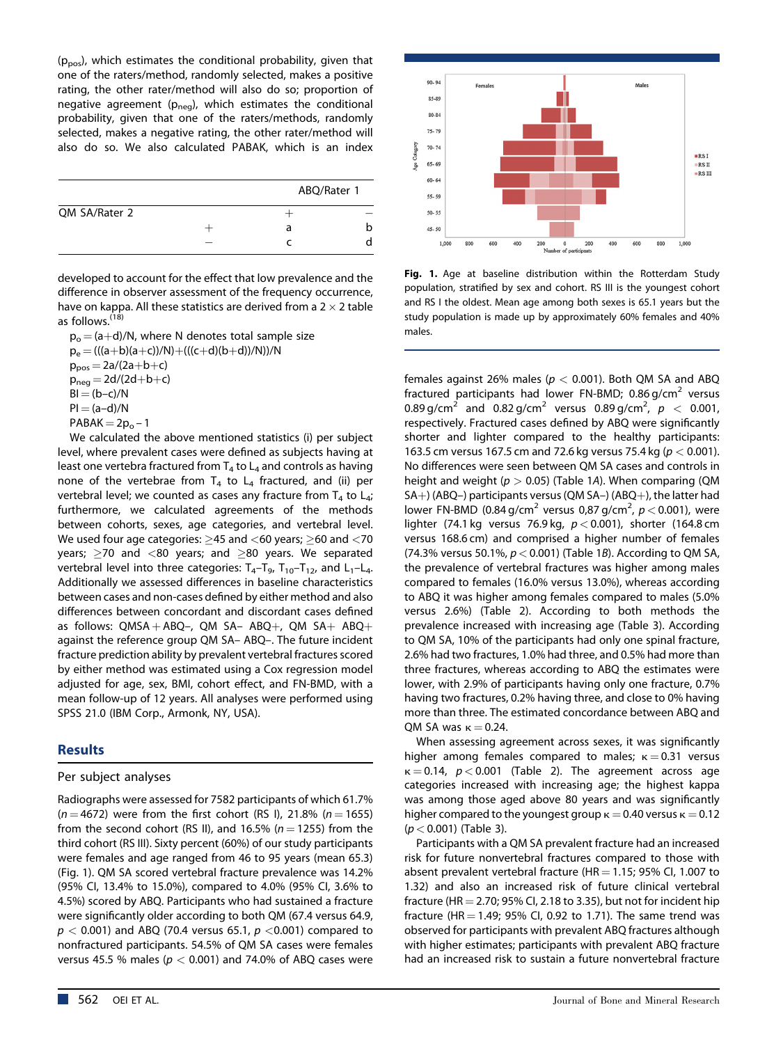($p_{pos}$), which estimates the conditional probability, given that one of the raters/method, randomly selected, makes a positive rating, the other rater/method will also do so; proportion of negative agreement ($p_{neg}$), which estimates the conditional probability, given that one of the raters/methods, randomly selected, makes a negative rating, the other rater/method will also do so. We also calculated PABAK, which is an index developed to account for the effect that low prevalence and the difference in observer assessment of the frequency occurrence, have on kappa. All these statistics are derived from a 2 × 2 table as follows.[18]

| | | ABQ/Rater 1 | |
|---|---|---|---|
| QM SA/Rater 2 | | + | – |
| | + | a | b |
| | – | c | d |

$p_o = (a+d)/N$, where N denotes total sample size

$p_e = (((a+b)(a+c))/N + (((c+d)(b+d))/N))/N$

$p_{pos} = 2a/(2a+b+c)$

$p_{neg} = 2d/(2d+b+c)$

$BI = (b–c)/N$

$PI = (a–d)/N$

$PABAK = 2p_o – 1$

We calculated the above mentioned statistics (i) per subject level, where prevalent cases were defined as subjects having at least one vertebra fractured from $T_4$ to $L_4$ and controls as having none of the vertebrae from $T_4$ to $L_4$ fractured, and (ii) per vertebral level; we counted as cases any fracture from $T_4$ to $L_4$; furthermore, we calculated agreements of the methods between cohorts, sexes, age categories, and vertebral level. We used four age categories: ≥45 and <60 years; ≥60 and <70 years; ≥70 and <80 years; and ≥80 years. We separated vertebral level into three categories: $T_4$–$T_9$, $T_{10}$–$T_{12}$, and $L_1$–$L_4$. Additionally we assessed differences in baseline characteristics between cases and non-cases defined by either method and also differences between concordant and discordant cases defined as follows: QMSA + ABQ–, QM SA– ABQ+, QM SA+ ABQ+ against the reference group QM SA– ABQ–. The future incident fracture prediction ability by prevalent vertebral fractures scored by either method was estimated using a Cox regression model adjusted for age, sex, BMI, cohort effect, and FN-BMD, with a mean follow-up of 12 years. All analyses were performed using SPSS 21.0 (IBM Corp., Armonk, NY, USA).

## Results

### Per subject analyses

Radiographs were assessed for 7582 participants of which 61.7% ($n = 4672$) were from the first cohort (RS I), 21.8% ($n = 1655$) from the second cohort (RS II), and 16.5% ($n = 1255$) from the third cohort (RS III). Sixty percent (60%) of our study participants were females and age ranged from 46 to 95 years (mean 65.3) (Fig. 1). QM SA scored vertebral fracture prevalence was 14.2% (95% CI, 13.4% to 15.0%), compared to 4.0% (95% CI, 3.6% to 4.5%) scored by ABQ. Participants who had sustained a fracture were significantly older according to both QM (67.4 versus 64.9, $p < 0.001$) and ABQ (70.4 versus 65.1, $p < 0.001$) compared to nonfractured participants. 54.5% of QM SA cases were females versus 45.5 % males ($p < 0.001$) and 74.0% of ABQ cases were females against 26% males ($p < 0.001$). Both QM SA and ABQ fractured participants had lower FN-BMD; 0.86 g/cm$^2$ versus 0.89 g/cm$^2$ and 0.82 g/cm$^2$ versus 0.89 g/cm$^2$, $p < 0.001$, respectively. Fractured cases defined by ABQ were significantly shorter and lighter compared to the healthy participants: 163.5 cm versus 167.5 cm and 72.6 kg versus 75.4 kg ($p < 0.001$). No differences were seen between QM SA cases and controls in height and weight ($p > 0.05$) (Table 1*A*). When comparing (QM SA+) (ABQ–) participants versus (QM SA–) (ABQ+), the latter had lower FN-BMD (0.84 g/cm$^2$ versus 0,87 g/cm$^2$, $p < 0.001$), were lighter (74.1 kg versus 76.9 kg, $p < 0.001$), shorter (164.8 cm versus 168.6 cm) and comprised a higher number of females (74.3% versus 50.1%, $p < 0.001$) (Table 1*B*). According to QM SA, the prevalence of vertebral fractures was higher among males compared to females (16.0% versus 13.0%), whereas according to ABQ it was higher among females compared to males (5.0% versus 2.6%) (Table 2). According to both methods the prevalence increased with increasing age (Table 3). According to QM SA, 10% of the participants had only one spinal fracture, 2.6% had two fractures, 1.0% had three, and 0.5% had more than three fractures, whereas according to ABQ the estimates were lower, with 2.9% of participants having only one fracture, 0.7% having two fractures, 0.2% having three, and close to 0% having more than three. The estimated concordance between ABQ and QM SA was κ = 0.24.

When assessing agreement across sexes, it was significantly higher among females compared to males; κ = 0.31 versus κ = 0.14, $p < 0.001$ (Table 2). The agreement across age categories increased with increasing age; the highest kappa was among those aged above 80 years and was significantly higher compared to the youngest group κ = 0.40 versus κ = 0.12 ($p < 0.001$) (Table 3).

Participants with a QM SA prevalent fracture had an increased risk for future nonvertebral fractures compared to those with absent prevalent vertebral fracture (HR = 1.15; 95% CI, 1.007 to 1.32) and also an increased risk of future clinical vertebral fracture (HR = 2.70; 95% CI, 2.18 to 3.35), but not for incident hip fracture (HR = 1.49; 95% CI, 0.92 to 1.71). The same trend was observed for participants with prevalent ABQ fractures although with higher estimates; participants with prevalent ABQ fracture had an increased risk to sustain a future nonvertebral fracture

**Fig. 1.** Age at baseline distribution within the Rotterdam Study population, stratified by sex and cohort. RS III is the youngest cohort and RS I the oldest. Mean age among both sexes is 65.1 years but the study population is made up by approximately 60% females and 40% males.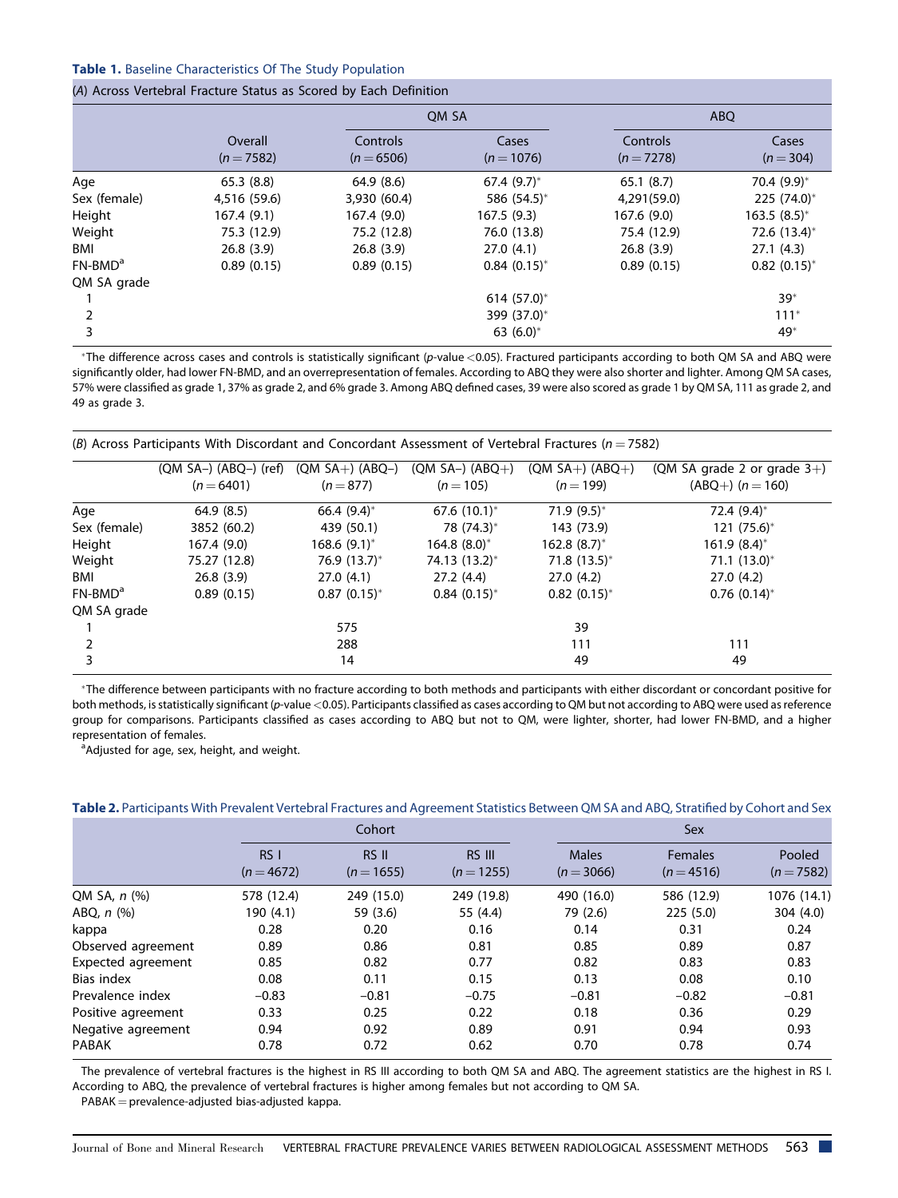**Table 1.** Baseline Characteristics Of The Study Population

(*A*) Across Vertebral Fracture Status as Scored by Each Definition

| | Overall ($n = 7582$) | QM SA | | ABQ | |
|---|---|---|---|---|---|
| | | Controls ($n = 6506$) | Cases ($n = 1076$) | Controls ($n = 7278$) | Cases ($n = 304$) |
| Age | 65.3 (8.8) | 64.9 (8.6) | 67.4 (9.7)* | 65.1 (8.7) | 70.4 (9.9)* |
| Sex (female) | 4,516 (59.6) | 3,930 (60.4) | 586 (54.5)* | 4,291(59.0) | 225 (74.0)* |
| Height | 167.4 (9.1) | 167.4 (9.0) | 167.5 (9.3) | 167.6 (9.0) | 163.5 (8.5)* |
| Weight | 75.3 (12.9) | 75.2 (12.8) | 76.0 (13.8) | 75.4 (12.9) | 72.6 (13.4)* |
| BMI | 26.8 (3.9) | 26.8 (3.9) | 27.0 (4.1) | 26.8 (3.9) | 27.1 (4.3) |
| FN-BMD[a] | 0.89 (0.15) | 0.89 (0.15) | 0.84 (0.15)* | 0.89 (0.15) | 0.82 (0.15)* |
| QM SA grade | | | | | |
| 1 | | | 614 (57.0)* | | 39* |
| 2 | | | 399 (37.0)* | | 111* |
| 3 | | | 63 (6.0)* | | 49* |

*The difference across cases and controls is statistically significant (*p*-value $<0.05$). Fractured participants according to both QM SA and ABQ were significantly older, had lower FN-BMD, and an overrepresentation of females. According to ABQ they were also shorter and lighter. Among QM SA cases, 57% were classified as grade 1, 37% as grade 2, and 6% grade 3. Among ABQ defined cases, 39 were also scored as grade 1 by QM SA, 111 as grade 2, and 49 as grade 3.

(*B*) Across Participants With Discordant and Concordant Assessment of Vertebral Fractures ($n = 7582$)

| | (QM SA–) (ABQ–) (ref) ($n = 6401$) | (QM SA+) (ABQ–) ($n = 877$) | (QM SA–) (ABQ+) ($n = 105$) | (QM SA+) (ABQ+) ($n = 199$) | (QM SA grade 2 or grade 3+) (ABQ+) ($n = 160$) |
|---|---|---|---|---|---|
| Age | 64.9 (8.5) | 66.4 (9.4)* | 67.6 (10.1)* | 71.9 (9.5)* | 72.4 (9.4)* |
| Sex (female) | 3852 (60.2) | 439 (50.1) | 78 (74.3)* | 143 (73.9) | 121 (75.6)* |
| Height | 167.4 (9.0) | 168.6 (9.1)* | 164.8 (8.0)* | 162.8 (8.7)* | 161.9 (8.4)* |
| Weight | 75.27 (12.8) | 76.9 (13.7)* | 74.13 (13.2)* | 71.8 (13.5)* | 71.1 (13.0)* |
| BMI | 26.8 (3.9) | 27.0 (4.1) | 27.2 (4.4) | 27.0 (4.2) | 27.0 (4.2) |
| FN-BMD[a] | 0.89 (0.15) | 0.87 (0.15)* | 0.84 (0.15)* | 0.82 (0.15)* | 0.76 (0.14)* |
| QM SA grade | | | | | |
| 1 | | 575 | | 39 | |
| 2 | | 288 | | 111 | 111 |
| 3 | | 14 | | 49 | 49 |

*The difference between participants with no fracture according to both methods and participants with either discordant or concordant positive for both methods, is statistically significant (*p*-value $<0.05$). Participants classified as cases according to QM but not according to ABQ were used as reference group for comparisons. Participants classified as cases according to ABQ but not to QM, were lighter, shorter, had lower FN-BMD, and a higher representation of females.

[a]Adjusted for age, sex, height, and weight.

**Table 2.** Participants With Prevalent Vertebral Fractures and Agreement Statistics Between QM SA and ABQ, Stratified by Cohort and Sex

| | Cohort | | | Sex | | |
|---|---|---|---|---|---|---|
| | RS I ($n = 4672$) | RS II ($n = 1655$) | RS III ($n = 1255$) | Males ($n = 3066$) | Females ($n = 4516$) | Pooled ($n = 7582$) |
| QM SA, *n* (%) | 578 (12.4) | 249 (15.0) | 249 (19.8) | 490 (16.0) | 586 (12.9) | 1076 (14.1) |
| ABQ, *n* (%) | 190 (4.1) | 59 (3.6) | 55 (4.4) | 79 (2.6) | 225 (5.0) | 304 (4.0) |
| kappa | 0.28 | 0.20 | 0.16 | 0.14 | 0.31 | 0.24 |
| Observed agreement | 0.89 | 0.86 | 0.81 | 0.85 | 0.89 | 0.87 |
| Expected agreement | 0.85 | 0.82 | 0.77 | 0.82 | 0.83 | 0.83 |
| Bias index | 0.08 | 0.11 | 0.15 | 0.13 | 0.08 | 0.10 |
| Prevalence index | −0.83 | −0.81 | −0.75 | −0.81 | −0.82 | −0.81 |
| Positive agreement | 0.33 | 0.25 | 0.22 | 0.18 | 0.36 | 0.29 |
| Negative agreement | 0.94 | 0.92 | 0.89 | 0.91 | 0.94 | 0.93 |
| PABAK | 0.78 | 0.72 | 0.62 | 0.70 | 0.78 | 0.74 |

The prevalence of vertebral fractures is the highest in RS III according to both QM SA and ABQ. The agreement statistics are the highest in RS I. According to ABQ, the prevalence of vertebral fractures is higher among females but not according to QM SA.

PABAK = prevalence-adjusted bias-adjusted kappa.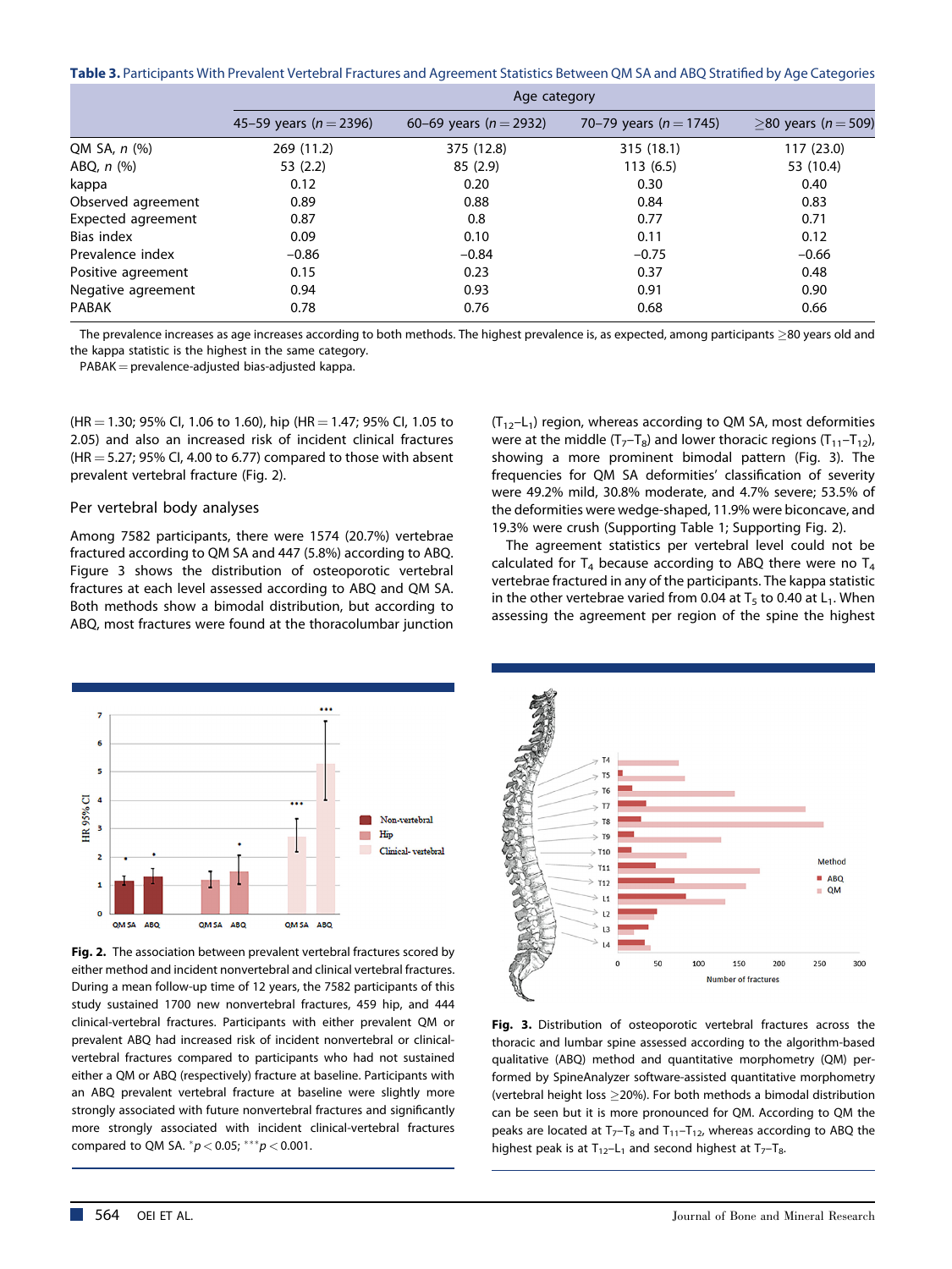**Table 3.** Participants With Prevalent Vertebral Fractures and Agreement Statistics Between QM SA and ABQ Stratified by Age Categories

| | Age category | | | |
|---|---|---|---|---|
| | 45–59 years ($n = 2396$) | 60–69 years ($n = 2932$) | 70–79 years ($n = 1745$) | ≥80 years ($n = 509$) |
| QM SA, *n* (%) | 269 (11.2) | 375 (12.8) | 315 (18.1) | 117 (23.0) |
| ABQ, *n* (%) | 53 (2.2) | 85 (2.9) | 113 (6.5) | 53 (10.4) |
| kappa | 0.12 | 0.20 | 0.30 | 0.40 |
| Observed agreement | 0.89 | 0.88 | 0.84 | 0.83 |
| Expected agreement | 0.87 | 0.8 | 0.77 | 0.71 |
| Bias index | 0.09 | 0.10 | 0.11 | 0.12 |
| Prevalence index | −0.86 | −0.84 | −0.75 | −0.66 |
| Positive agreement | 0.15 | 0.23 | 0.37 | 0.48 |
| Negative agreement | 0.94 | 0.93 | 0.91 | 0.90 |
| PABAK | 0.78 | 0.76 | 0.68 | 0.66 |

The prevalence increases as age increases according to both methods. The highest prevalence is, as expected, among participants ≥80 years old and the kappa statistic is the highest in the same category.
PABAK = prevalence-adjusted bias-adjusted kappa.

(HR = 1.30; 95% CI, 1.06 to 1.60), hip (HR = 1.47; 95% CI, 1.05 to 2.05) and also an increased risk of incident clinical fractures (HR = 5.27; 95% CI, 4.00 to 6.77) compared to those with absent prevalent vertebral fracture (Fig. 2).

## Per vertebral body analyses

Among 7582 participants, there were 1574 (20.7%) vertebrae fractured according to QM SA and 447 (5.8%) according to ABQ. Figure 3 shows the distribution of osteoporotic vertebral fractures at each level assessed according to ABQ and QM SA. Both methods show a bimodal distribution, but according to ABQ, most fractures were found at the thoracolumbar junction ($T_{12}$–$L_1$) region, whereas according to QM SA, most deformities were at the middle ($T_7$–$T_8$) and lower thoracic regions ($T_{11}$–$T_{12}$), showing a more prominent bimodal pattern (Fig. 3). The frequencies for QM SA deformities' classification of severity were 49.2% mild, 30.8% moderate, and 4.7% severe; 53.5% of the deformities were wedge-shaped, 11.9% were biconcave, and 19.3% were crush (Supporting Table 1; Supporting Fig. 2).

The agreement statistics per vertebral level could not be calculated for $T_4$ because according to ABQ there were no $T_4$ vertebrae fractured in any of the participants. The kappa statistic in the other vertebrae varied from 0.04 at $T_5$ to 0.40 at $L_1$. When assessing the agreement per region of the spine the highest

**Fig. 2.** The association between prevalent vertebral fractures scored by either method and incident nonvertebral and clinical vertebral fractures. During a mean follow-up time of 12 years, the 7582 participants of this study sustained 1700 new nonvertebral fractures, 459 hip, and 444 clinical-vertebral fractures. Participants with either prevalent QM or prevalent ABQ had increased risk of incident nonvertebral or clinical-vertebral fractures compared to participants who had not sustained either a QM or ABQ (respectively) fracture at baseline. Participants with an ABQ prevalent vertebral fracture at baseline were slightly more strongly associated with future nonvertebral fractures and significantly more strongly associated with incident clinical-vertebral fractures compared to QM SA. $^{*}p < 0.05$; $^{***}p < 0.001$.

**Fig. 3.** Distribution of osteoporotic vertebral fractures across the thoracic and lumbar spine assessed according to the algorithm-based qualitative (ABQ) method and quantitative morphometry (QM) performed by SpineAnalyzer software-assisted quantitative morphometry (vertebral height loss ≥20%). For both methods a bimodal distribution can be seen but it is more pronounced for QM. According to QM the peaks are located at $T_7$–$T_8$ and $T_{11}$–$T_{12}$, whereas according to ABQ the highest peak is at $T_{12}$–$L_1$ and second highest at $T_7$–$T_8$.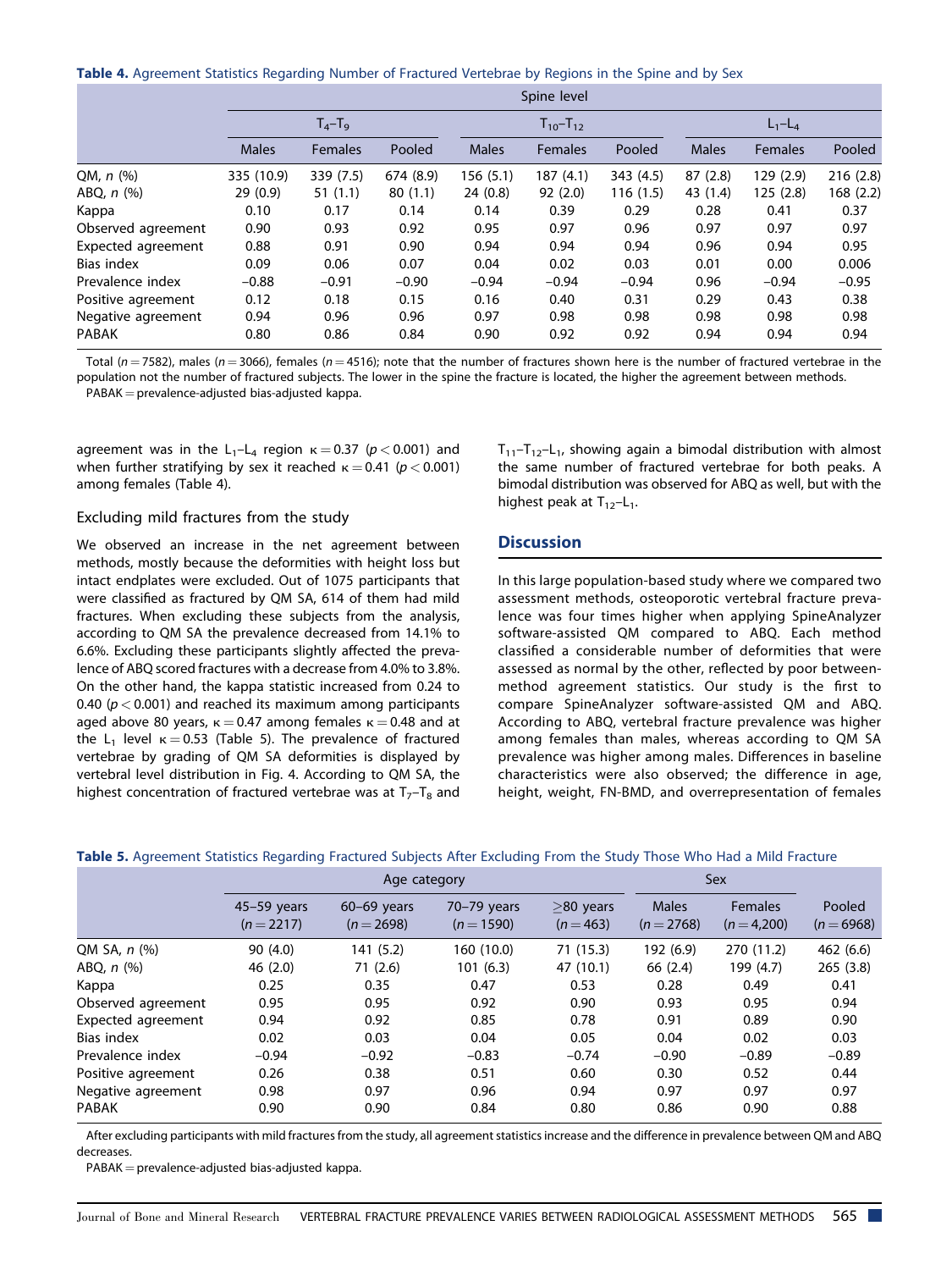**Table 4.** Agreement Statistics Regarding Number of Fractured Vertebrae by Regions in the Spine and by Sex

| | Spine level | | | | | | | | |
|---|---|---|---|---|---|---|---|---|---|
| | $T_4$–$T_9$ | | | $T_{10}$–$T_{12}$ | | | $L_1$–$L_4$ | | |
| | Males | Females | Pooled | Males | Females | Pooled | Males | Females | Pooled |
| QM, *n* (%) | 335 (10.9) | 339 (7.5) | 674 (8.9) | 156 (5.1) | 187 (4.1) | 343 (4.5) | 87 (2.8) | 129 (2.9) | 216 (2.8) |
| ABQ, *n* (%) | 29 (0.9) | 51 (1.1) | 80 (1.1) | 24 (0.8) | 92 (2.0) | 116 (1.5) | 43 (1.4) | 125 (2.8) | 168 (2.2) |
| Kappa | 0.10 | 0.17 | 0.14 | 0.14 | 0.39 | 0.29 | 0.28 | 0.41 | 0.37 |
| Observed agreement | 0.90 | 0.93 | 0.92 | 0.95 | 0.97 | 0.96 | 0.97 | 0.97 | 0.97 |
| Expected agreement | 0.88 | 0.91 | 0.90 | 0.94 | 0.94 | 0.94 | 0.96 | 0.94 | 0.95 |
| Bias index | 0.09 | 0.06 | 0.07 | 0.04 | 0.02 | 0.03 | 0.01 | 0.00 | 0.006 |
| Prevalence index | −0.88 | −0.91 | −0.90 | −0.94 | −0.94 | −0.94 | 0.96 | −0.94 | −0.95 |
| Positive agreement | 0.12 | 0.18 | 0.15 | 0.16 | 0.40 | 0.31 | 0.29 | 0.43 | 0.38 |
| Negative agreement | 0.94 | 0.96 | 0.96 | 0.97 | 0.98 | 0.98 | 0.98 | 0.98 | 0.98 |
| PABAK | 0.80 | 0.86 | 0.84 | 0.90 | 0.92 | 0.92 | 0.94 | 0.94 | 0.94 |

Total ($n = 7582$), males ($n = 3066$), females ($n = 4516$); note that the number of fractures shown here is the number of fractured vertebrae in the population not the number of fractured subjects. The lower in the spine the fracture is located, the higher the agreement between methods.
PABAK = prevalence-adjusted bias-adjusted kappa.

agreement was in the $L_1$–$L_4$ region $\kappa = 0.37$ ($p < 0.001$) and when further stratifying by sex it reached $\kappa = 0.41$ ($p < 0.001$) among females (Table 4).

### Excluding mild fractures from the study

We observed an increase in the net agreement between methods, mostly because the deformities with height loss but intact endplates were excluded. Out of 1075 participants that were classified as fractured by QM SA, 614 of them had mild fractures. When excluding these subjects from the analysis, according to QM SA the prevalence decreased from 14.1% to 6.6%. Excluding these participants slightly affected the prevalence of ABQ scored fractures with a decrease from 4.0% to 3.8%. On the other hand, the kappa statistic increased from 0.24 to 0.40 ($p < 0.001$) and reached its maximum among participants aged above 80 years, $\kappa = 0.47$ among females $\kappa = 0.48$ and at the $L_1$ level $\kappa = 0.53$ (Table 5). The prevalence of fractured vertebrae by grading of QM SA deformities is displayed by vertebral level distribution in Fig. 4. According to QM SA, the highest concentration of fractured vertebrae was at $T_7$–$T_8$ and $T_{11}$–$T_{12}$–$L_1$, showing again a bimodal distribution with almost the same number of fractured vertebrae for both peaks. A bimodal distribution was observed for ABQ as well, but with the highest peak at $T_{12}$–$L_1$.

## Discussion

In this large population-based study where we compared two assessment methods, osteoporotic vertebral fracture prevalence was four times higher when applying SpineAnalyzer software-assisted QM compared to ABQ. Each method classified a considerable number of deformities that were assessed as normal by the other, reflected by poor between-method agreement statistics. Our study is the first to compare SpineAnalyzer software-assisted QM and ABQ. According to ABQ, vertebral fracture prevalence was higher among females than males, whereas according to QM SA prevalence was higher among males. Differences in baseline characteristics were also observed; the difference in age, height, weight, FN-BMD, and overrepresentation of females

**Table 5.** Agreement Statistics Regarding Fractured Subjects After Excluding From the Study Those Who Had a Mild Fracture

| | Age category | | | | Sex | | |
|---|---|---|---|---|---|---|---|
| | 45–59 years ($n = 2217$) | 60–69 years ($n = 2698$) | 70–79 years ($n = 1590$) | ≥80 years ($n = 463$) | Males ($n = 2768$) | Females ($n = 4{,}200$) | Pooled ($n = 6968$) |
| QM SA, *n* (%) | 90 (4.0) | 141 (5.2) | 160 (10.0) | 71 (15.3) | 192 (6.9) | 270 (11.2) | 462 (6.6) |
| ABQ, *n* (%) | 46 (2.0) | 71 (2.6) | 101 (6.3) | 47 (10.1) | 66 (2.4) | 199 (4.7) | 265 (3.8) |
| Kappa | 0.25 | 0.35 | 0.47 | 0.53 | 0.28 | 0.49 | 0.41 |
| Observed agreement | 0.95 | 0.95 | 0.92 | 0.90 | 0.93 | 0.95 | 0.94 |
| Expected agreement | 0.94 | 0.92 | 0.85 | 0.78 | 0.91 | 0.89 | 0.90 |
| Bias index | 0.02 | 0.03 | 0.04 | 0.05 | 0.04 | 0.02 | 0.03 |
| Prevalence index | −0.94 | −0.92 | −0.83 | −0.74 | −0.90 | −0.89 | −0.89 |
| Positive agreement | 0.26 | 0.38 | 0.51 | 0.60 | 0.30 | 0.52 | 0.44 |
| Negative agreement | 0.98 | 0.97 | 0.96 | 0.94 | 0.97 | 0.97 | 0.97 |
| PABAK | 0.90 | 0.90 | 0.84 | 0.80 | 0.86 | 0.90 | 0.88 |

After excluding participants with mild fractures from the study, all agreement statistics increase and the difference in prevalence between QM and ABQ decreases.
PABAK = prevalence-adjusted bias-adjusted kappa.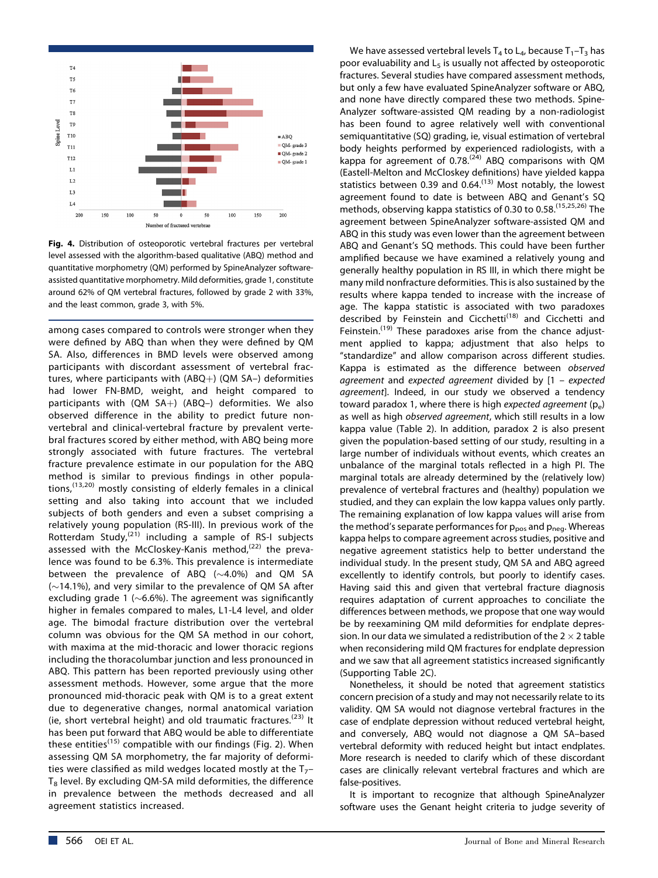Fig. 4. Distribution of osteoporotic vertebral fractures per vertebral level assessed with the algorithm-based qualitative (ABQ) method and quantitative morphometry (QM) performed by SpineAnalyzer software-assisted quantitative morphometry. Mild deformities, grade 1, constitute around 62% of QM vertebral fractures, followed by grade 2 with 33%, and the least common, grade 3, with 5%.

among cases compared to controls were stronger when they were defined by ABQ than when they were defined by QM SA. Also, differences in BMD levels were observed among participants with discordant assessment of vertebral fractures, where participants with (ABQ+) (QM SA−) deformities had lower FN-BMD, weight, and height compared to participants with (QM SA+) (ABQ−) deformities. We also observed difference in the ability to predict future nonvertebral and clinical-vertebral fracture by prevalent vertebral fractures scored by either method, with ABQ being more strongly associated with future fractures. The vertebral fracture prevalence estimate in our population for the ABQ method is similar to previous findings in other populations,[13,20] mostly consisting of elderly females in a clinical setting and also taking into account that we included subjects of both genders and even a subset comprising a relatively young population (RS-III). In previous work of the Rotterdam Study,[21] including a sample of RS-I subjects assessed with the McCloskey-Kanis method,[22] the prevalence was found to be 6.3%. This prevalence is intermediate between the prevalence of ABQ (~4.0%) and QM SA (~14.1%), and very similar to the prevalence of QM SA after excluding grade 1 (~6.6%). The agreement was significantly higher in females compared to males, L1-L4 level, and older age. The bimodal fracture distribution over the vertebral column was obvious for the QM SA method in our cohort, with maxima at the mid-thoracic and lower thoracic regions including the thoracolumbar junction and less pronounced in ABQ. This pattern has been reported previously using other assessment methods. However, some argue that the more pronounced mid-thoracic peak with QM is to a great extent due to degenerative changes, normal anatomical variation (ie, short vertebral height) and old traumatic fractures.[23] It has been put forward that ABQ would be able to differentiate these entities[15] compatible with our findings (Fig. 2). When assessing QM SA morphometry, the far majority of deformities were classified as mild wedges located mostly at the $T_7$–$T_8$ level. By excluding QM-SA mild deformities, the difference in prevalence between the methods decreased and all agreement statistics increased.

We have assessed vertebral levels $T_4$ to $L_4$, because $T_1$–$T_3$ has poor evaluability and $L_5$ is usually not affected by osteoporotic fractures. Several studies have compared assessment methods, but only a few have evaluated SpineAnalyzer software or ABQ, and none have directly compared these two methods. SpineAnalyzer software-assisted QM reading by a non-radiologist has been found to agree relatively well with conventional semiquantitative (SQ) grading, ie, visual estimation of vertebral body heights performed by experienced radiologists, with a kappa for agreement of 0.78.[24] ABQ comparisons with QM (Eastell-Melton and McCloskey definitions) have yielded kappa statistics between 0.39 and 0.64.[13] Most notably, the lowest agreement found to date is between ABQ and Genant's SQ methods, observing kappa statistics of 0.30 to 0.58.[15,25,26] The agreement between SpineAnalyzer software-assisted QM and ABQ in this study was even lower than the agreement between ABQ and Genant's SQ methods. This could have been further amplified because we have examined a relatively young and generally healthy population in RS III, in which there might be many mild nonfracture deformities. This is also sustained by the results where kappa tended to increase with the increase of age. The kappa statistic is associated with two paradoxes described by Feinstein and Cicchetti[18] and Cicchetti and Feinstein.[19] These paradoxes arise from the chance adjustment applied to kappa; adjustment that also helps to "standardize" and allow comparison across different studies. Kappa is estimated as the difference between *observed agreement* and *expected agreement* divided by [1 – *expected agreement*]. Indeed, in our study we observed a tendency toward paradox 1, where there is high *expected agreement* ($p_e$) as well as high *observed agreement*, which still results in a low kappa value (Table 2). In addition, paradox 2 is also present given the population-based setting of our study, resulting in a large number of individuals without events, which creates an unbalance of the marginal totals reflected in a high PI. The marginal totals are already determined by the (relatively low) prevalence of vertebral fractures and (healthy) population we studied, and they can explain the low kappa values only partly. The remaining explanation of low kappa values will arise from the method's separate performances for $p_{pos}$ and $p_{neg}$. Whereas kappa helps to compare agreement across studies, positive and negative agreement statistics help to better understand the individual study. In the present study, QM SA and ABQ agreed excellently to identify controls, but poorly to identify cases. Having said this and given that vertebral fracture diagnosis requires adaptation of current approaches to conciliate the differences between methods, we propose that one way would be by reexamining QM mild deformities for endplate depression. In our data we simulated a redistribution of the 2 × 2 table when reconsidering mild QM fractures for endplate depression and we saw that all agreement statistics increased significantly (Supporting Table 2C).

Nonetheless, it should be noted that agreement statistics concern precision of a study and may not necessarily relate to its validity. QM SA would not diagnose vertebral fractures in the case of endplate depression without reduced vertebral height, and conversely, ABQ would not diagnose a QM SA–based vertebral deformity with reduced height but intact endplates. More research is needed to clarify which of these discordant cases are clinically relevant vertebral fractures and which are false-positives.

It is important to recognize that although SpineAnalyzer software uses the Genant height criteria to judge severity of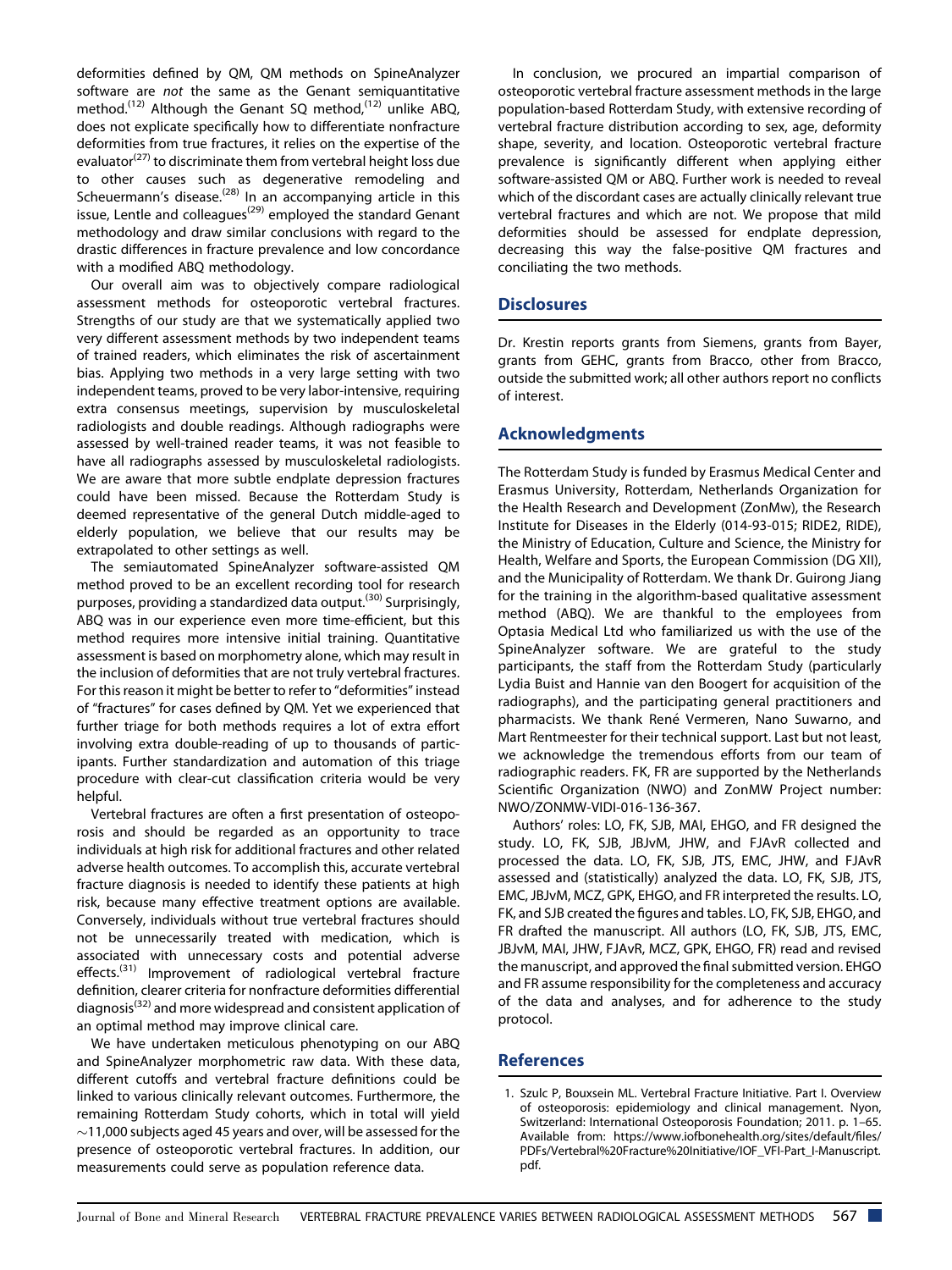deformities defined by QM, QM methods on SpineAnalyzer software are *not* the same as the Genant semiquantitative method.[12] Although the Genant SQ method,[12] unlike ABQ, does not explicate specifically how to differentiate nonfracture deformities from true fractures, it relies on the expertise of the evaluator[27] to discriminate them from vertebral height loss due to other causes such as degenerative remodeling and Scheuermann's disease.[28] In an accompanying article in this issue, Lentle and colleagues[29] employed the standard Genant methodology and draw similar conclusions with regard to the drastic differences in fracture prevalence and low concordance with a modified ABQ methodology.

Our overall aim was to objectively compare radiological assessment methods for osteoporotic vertebral fractures. Strengths of our study are that we systematically applied two very different assessment methods by two independent teams of trained readers, which eliminates the risk of ascertainment bias. Applying two methods in a very large setting with two independent teams, proved to be very labor-intensive, requiring extra consensus meetings, supervision by musculoskeletal radiologists and double readings. Although radiographs were assessed by well-trained reader teams, it was not feasible to have all radiographs assessed by musculoskeletal radiologists. We are aware that more subtle endplate depression fractures could have been missed. Because the Rotterdam Study is deemed representative of the general Dutch middle-aged to elderly population, we believe that our results may be extrapolated to other settings as well.

The semiautomated SpineAnalyzer software-assisted QM method proved to be an excellent recording tool for research purposes, providing a standardized data output.[30] Surprisingly, ABQ was in our experience even more time-efficient, but this method requires more intensive initial training. Quantitative assessment is based on morphometry alone, which may result in the inclusion of deformities that are not truly vertebral fractures. For this reason it might be better to refer to "deformities" instead of "fractures" for cases defined by QM. Yet we experienced that further triage for both methods requires a lot of extra effort involving extra double-reading of up to thousands of participants. Further standardization and automation of this triage procedure with clear-cut classification criteria would be very helpful.

Vertebral fractures are often a first presentation of osteoporosis and should be regarded as an opportunity to trace individuals at high risk for additional fractures and other related adverse health outcomes. To accomplish this, accurate vertebral fracture diagnosis is needed to identify these patients at high risk, because many effective treatment options are available. Conversely, individuals without true vertebral fractures should not be unnecessarily treated with medication, which is associated with unnecessary costs and potential adverse effects.[31] Improvement of radiological vertebral fracture definition, clearer criteria for nonfracture deformities differential diagnosis[32] and more widespread and consistent application of an optimal method may improve clinical care.

We have undertaken meticulous phenotyping on our ABQ and SpineAnalyzer morphometric raw data. With these data, different cutoffs and vertebral fracture definitions could be linked to various clinically relevant outcomes. Furthermore, the remaining Rotterdam Study cohorts, which in total will yield ~11,000 subjects aged 45 years and over, will be assessed for the presence of osteoporotic vertebral fractures. In addition, our measurements could serve as population reference data.

In conclusion, we procured an impartial comparison of osteoporotic vertebral fracture assessment methods in the large population-based Rotterdam Study, with extensive recording of vertebral fracture distribution according to sex, age, deformity shape, severity, and location. Osteoporotic vertebral fracture prevalence is significantly different when applying either software-assisted QM or ABQ. Further work is needed to reveal which of the discordant cases are actually clinically relevant true vertebral fractures and which are not. We propose that mild deformities should be assessed for endplate depression, decreasing this way the false-positive QM fractures and conciliating the two methods.

## Disclosures

Dr. Krestin reports grants from Siemens, grants from Bayer, grants from GEHC, grants from Bracco, other from Bracco, outside the submitted work; all other authors report no conflicts of interest.

## Acknowledgments

The Rotterdam Study is funded by Erasmus Medical Center and Erasmus University, Rotterdam, Netherlands Organization for the Health Research and Development (ZonMw), the Research Institute for Diseases in the Elderly (014-93-015; RIDE2, RIDE), the Ministry of Education, Culture and Science, the Ministry for Health, Welfare and Sports, the European Commission (DG XII), and the Municipality of Rotterdam. We thank Dr. Guirong Jiang for the training in the algorithm-based qualitative assessment method (ABQ). We are thankful to the employees from Optasia Medical Ltd who familiarized us with the use of the SpineAnalyzer software. We are grateful to the study participants, the staff from the Rotterdam Study (particularly Lydia Buist and Hannie van den Boogert for acquisition of the radiographs), and the participating general practitioners and pharmacists. We thank René Vermeren, Nano Suwarno, and Mart Rentmeester for their technical support. Last but not least, we acknowledge the tremendous efforts from our team of radiographic readers. FK, FR are supported by the Netherlands Scientific Organization (NWO) and ZonMW Project number: NWO/ZONMW-VIDI-016-136-367.

Authors' roles: LO, FK, SJB, MAI, EHGO, and FR designed the study. LO, FK, SJB, JBJvM, JHW, and FJAvR collected and processed the data. LO, FK, SJB, JTS, EMC, JHW, and FJAvR assessed and (statistically) analyzed the data. LO, FK, SJB, JTS, EMC, JBJvM, MCZ, GPK, EHGO, and FR interpreted the results. LO, FK, and SJB created the figures and tables. LO, FK, SJB, EHGO, and FR drafted the manuscript. All authors (LO, FK, SJB, JTS, EMC, JBJvM, MAI, JHW, FJAvR, MCZ, GPK, EHGO, FR) read and revised the manuscript, and approved the final submitted version. EHGO and FR assume responsibility for the completeness and accuracy of the data and analyses, and for adherence to the study protocol.

## References

1. Szulc P, Bouxsein ML. Vertebral Fracture Initiative. Part I. Overview of osteoporosis: epidemiology and clinical management. Nyon, Switzerland: International Osteoporosis Foundation; 2011. p. 1–65. Available from: https://www.iofbonehealth.org/sites/default/files/PDFs/Vertebral%20Fracture%20Initiative/IOF_VFI-Part_I-Manuscript.pdf.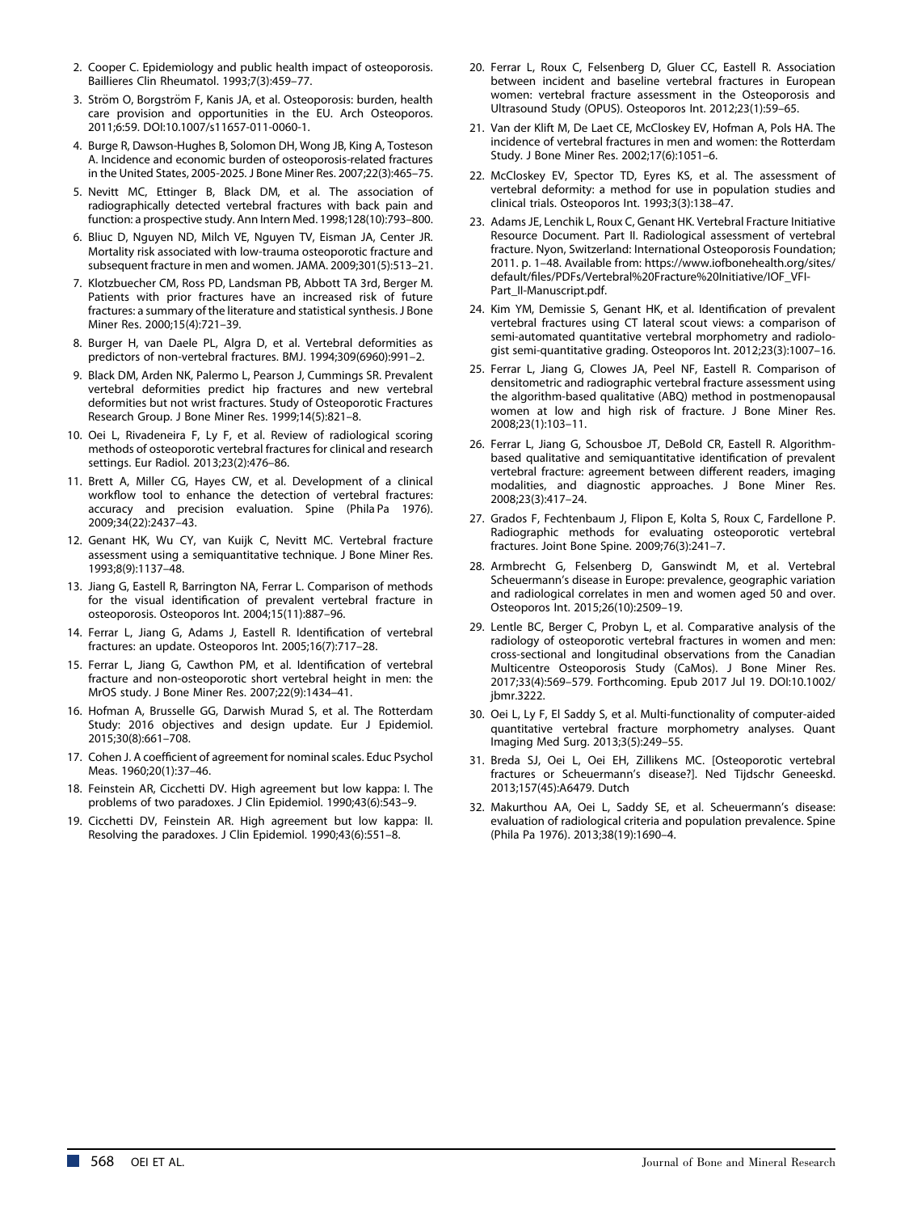2. Cooper C. Epidemiology and public health impact of osteoporosis. Baillieres Clin Rheumatol. 1993;7(3):459–77.
3. Ström O, Borgström F, Kanis JA, et al. Osteoporosis: burden, health care provision and opportunities in the EU. Arch Osteoporos. 2011;6:59. DOI:10.1007/s11657-011-0060-1.
4. Burge R, Dawson-Hughes B, Solomon DH, Wong JB, King A, Tosteson A. Incidence and economic burden of osteoporosis-related fractures in the United States, 2005-2025. J Bone Miner Res. 2007;22(3):465–75.
5. Nevitt MC, Ettinger B, Black DM, et al. The association of radiographically detected vertebral fractures with back pain and function: a prospective study. Ann Intern Med. 1998;128(10):793–800.
6. Bliuc D, Nguyen ND, Milch VE, Nguyen TV, Eisman JA, Center JR. Mortality risk associated with low-trauma osteoporotic fracture and subsequent fracture in men and women. JAMA. 2009;301(5):513–21.
7. Klotzbuecher CM, Ross PD, Landsman PB, Abbott TA 3rd, Berger M. Patients with prior fractures have an increased risk of future fractures: a summary of the literature and statistical synthesis. J Bone Miner Res. 2000;15(4):721–39.
8. Burger H, van Daele PL, Algra D, et al. Vertebral deformities as predictors of non-vertebral fractures. BMJ. 1994;309(6960):991–2.
9. Black DM, Arden NK, Palermo L, Pearson J, Cummings SR. Prevalent vertebral deformities predict hip fractures and new vertebral deformities but not wrist fractures. Study of Osteoporotic Fractures Research Group. J Bone Miner Res. 1999;14(5):821–8.
10. Oei L, Rivadeneira F, Ly F, et al. Review of radiological scoring methods of osteoporotic vertebral fractures for clinical and research settings. Eur Radiol. 2013;23(2):476–86.
11. Brett A, Miller CG, Hayes CW, et al. Development of a clinical workflow tool to enhance the detection of vertebral fractures: accuracy and precision evaluation. Spine (Phila Pa 1976). 2009;34(22):2437–43.
12. Genant HK, Wu CY, van Kuijk C, Nevitt MC. Vertebral fracture assessment using a semiquantitative technique. J Bone Miner Res. 1993;8(9):1137–48.
13. Jiang G, Eastell R, Barrington NA, Ferrar L. Comparison of methods for the visual identification of prevalent vertebral fracture in osteoporosis. Osteoporos Int. 2004;15(11):887–96.
14. Ferrar L, Jiang G, Adams J, Eastell R. Identification of vertebral fractures: an update. Osteoporos Int. 2005;16(7):717–28.
15. Ferrar L, Jiang G, Cawthon PM, et al. Identification of vertebral fracture and non-osteoporotic short vertebral height in men: the MrOS study. J Bone Miner Res. 2007;22(9):1434–41.
16. Hofman A, Brusselle GG, Darwish Murad S, et al. The Rotterdam Study: 2016 objectives and design update. Eur J Epidemiol. 2015;30(8):661–708.
17. Cohen J. A coefficient of agreement for nominal scales. Educ Psychol Meas. 1960;20(1):37–46.
18. Feinstein AR, Cicchetti DV. High agreement but low kappa: I. The problems of two paradoxes. J Clin Epidemiol. 1990;43(6):543–9.
19. Cicchetti DV, Feinstein AR. High agreement but low kappa: II. Resolving the paradoxes. J Clin Epidemiol. 1990;43(6):551–8.
20. Ferrar L, Roux C, Felsenberg D, Gluer CC, Eastell R. Association between incident and baseline vertebral fractures in European women: vertebral fracture assessment in the Osteoporosis and Ultrasound Study (OPUS). Osteoporos Int. 2012;23(1):59–65.
21. Van der Klift M, De Laet CE, McCloskey EV, Hofman A, Pols HA. The incidence of vertebral fractures in men and women: the Rotterdam Study. J Bone Miner Res. 2002;17(6):1051–6.
22. McCloskey EV, Spector TD, Eyres KS, et al. The assessment of vertebral deformity: a method for use in population studies and clinical trials. Osteoporos Int. 1993;3(3):138–47.
23. Adams JE, Lenchik L, Roux C, Genant HK. Vertebral Fracture Initiative Resource Document. Part II. Radiological assessment of vertebral fracture. Nyon, Switzerland: International Osteoporosis Foundation; 2011. p. 1–48. Available from: https://www.iofbonehealth.org/sites/default/files/PDFs/Vertebral%20Fracture%20Initiative/IOF_VFI-Part_II-Manuscript.pdf.
24. Kim YM, Demissie S, Genant HK, et al. Identification of prevalent vertebral fractures using CT lateral scout views: a comparison of semi-automated quantitative vertebral morphometry and radiologist semi-quantitative grading. Osteoporos Int. 2012;23(3):1007–16.
25. Ferrar L, Jiang G, Clowes JA, Peel NF, Eastell R. Comparison of densitometric and radiographic vertebral fracture assessment using the algorithm-based qualitative (ABQ) method in postmenopausal women at low and high risk of fracture. J Bone Miner Res. 2008;23(1):103–11.
26. Ferrar L, Jiang G, Schousboe JT, DeBold CR, Eastell R. Algorithm-based qualitative and semiquantitative identification of prevalent vertebral fracture: agreement between different readers, imaging modalities, and diagnostic approaches. J Bone Miner Res. 2008;23(3):417–24.
27. Grados F, Fechtenbaum J, Flipon E, Kolta S, Roux C, Fardellone P. Radiographic methods for evaluating osteoporotic vertebral fractures. Joint Bone Spine. 2009;76(3):241–7.
28. Armbrecht G, Felsenberg D, Ganswindt M, et al. Vertebral Scheuermann's disease in Europe: prevalence, geographic variation and radiological correlates in men and women aged 50 and over. Osteoporos Int. 2015;26(10):2509–19.
29. Lentle BC, Berger C, Probyn L, et al. Comparative analysis of the radiology of osteoporotic vertebral fractures in women and men: cross-sectional and longitudinal observations from the Canadian Multicentre Osteoporosis Study (CaMos). J Bone Miner Res. 2017;33(4):569–579. Forthcoming. Epub 2017 Jul 19. DOI:10.1002/jbmr.3222.
30. Oei L, Ly F, El Saddy S, et al. Multi-functionality of computer-aided quantitative vertebral fracture morphometry analyses. Quant Imaging Med Surg. 2013;3(5):249–55.
31. Breda SJ, Oei L, Oei EH, Zillikens MC. [Osteoporotic vertebral fractures or Scheuermann's disease?]. Ned Tijdschr Geneeskd. 2013;157(45):A6479. Dutch
32. Makurthou AA, Oei L, Saddy SE, et al. Scheuermann's disease: evaluation of radiological criteria and population prevalence. Spine (Phila Pa 1976). 2013;38(19):1690–4.